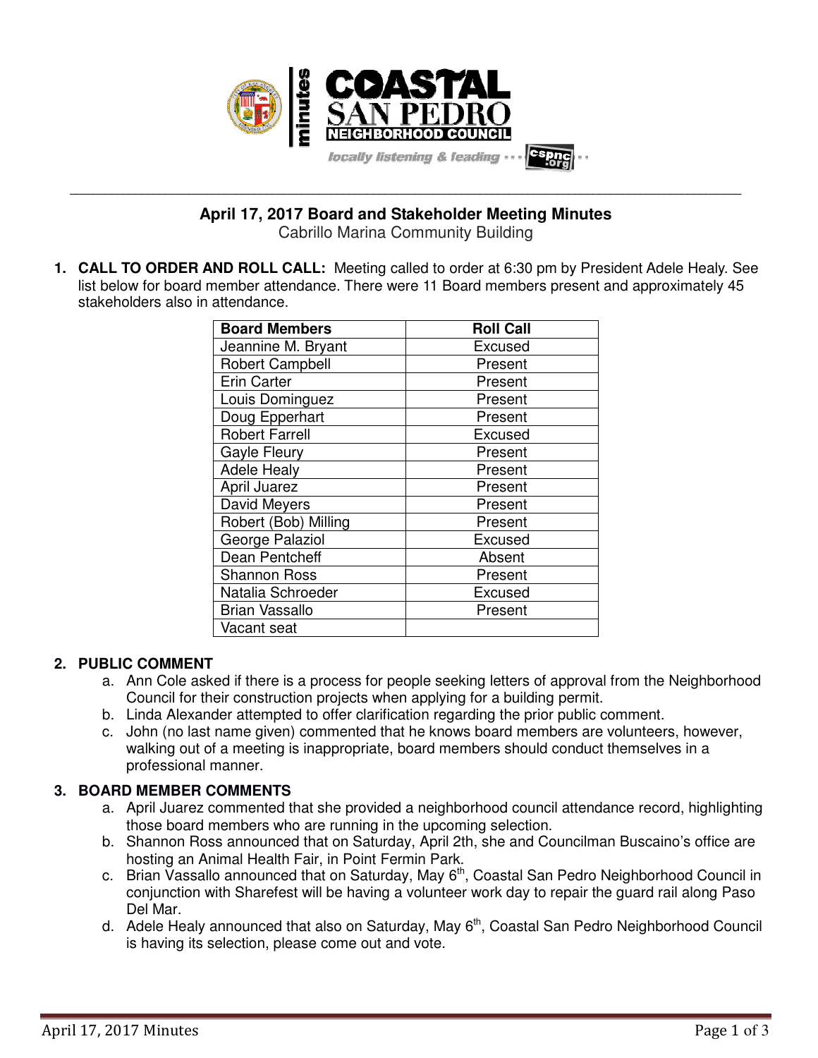COASTAL SAN PEDRO NEIGHBORHOOD COUNCIL

minutes

locally listening & leading ··· cspnc.org

# April 17, 2017 Board and Stakeholder Meeting Minutes

Cabrillo Marina Community Building

1. **CALL TO ORDER AND ROLL CALL:** Meeting called to order at 6:30 pm by President Adele Healy. See list below for board member attendance. There were 11 Board members present and approximately 45 stakeholders also in attendance.

| Board Members | Roll Call |
|---|---|
| Jeannine M. Bryant | Excused |
| Robert Campbell | Present |
| Erin Carter | Present |
| Louis Dominguez | Present |
| Doug Epperhart | Present |
| Robert Farrell | Excused |
| Gayle Fleury | Present |
| Adele Healy | Present |
| April Juarez | Present |
| David Meyers | Present |
| Robert (Bob) Milling | Present |
| George Palaziol | Excused |
| Dean Pentcheff | Absent |
| Shannon Ross | Present |
| Natalia Schroeder | Excused |
| Brian Vassallo | Present |
| Vacant seat | |

2. **PUBLIC COMMENT**
   a. Ann Cole asked if there is a process for people seeking letters of approval from the Neighborhood Council for their construction projects when applying for a building permit.
   b. Linda Alexander attempted to offer clarification regarding the prior public comment.
   c. John (no last name given) commented that he knows board members are volunteers, however, walking out of a meeting is inappropriate, board members should conduct themselves in a professional manner.

3. **BOARD MEMBER COMMENTS**
   a. April Juarez commented that she provided a neighborhood council attendance record, highlighting those board members who are running in the upcoming selection.
   b. Shannon Ross announced that on Saturday, April 2th, she and Councilman Buscaino's office are hosting an Animal Health Fair, in Point Fermin Park.
   c. Brian Vassallo announced that on Saturday, May 6th, Coastal San Pedro Neighborhood Council in conjunction with Sharefest will be having a volunteer work day to repair the guard rail along Paso Del Mar.
   d. Adele Healy announced that also on Saturday, May 6th, Coastal San Pedro Neighborhood Council is having its selection, please come out and vote.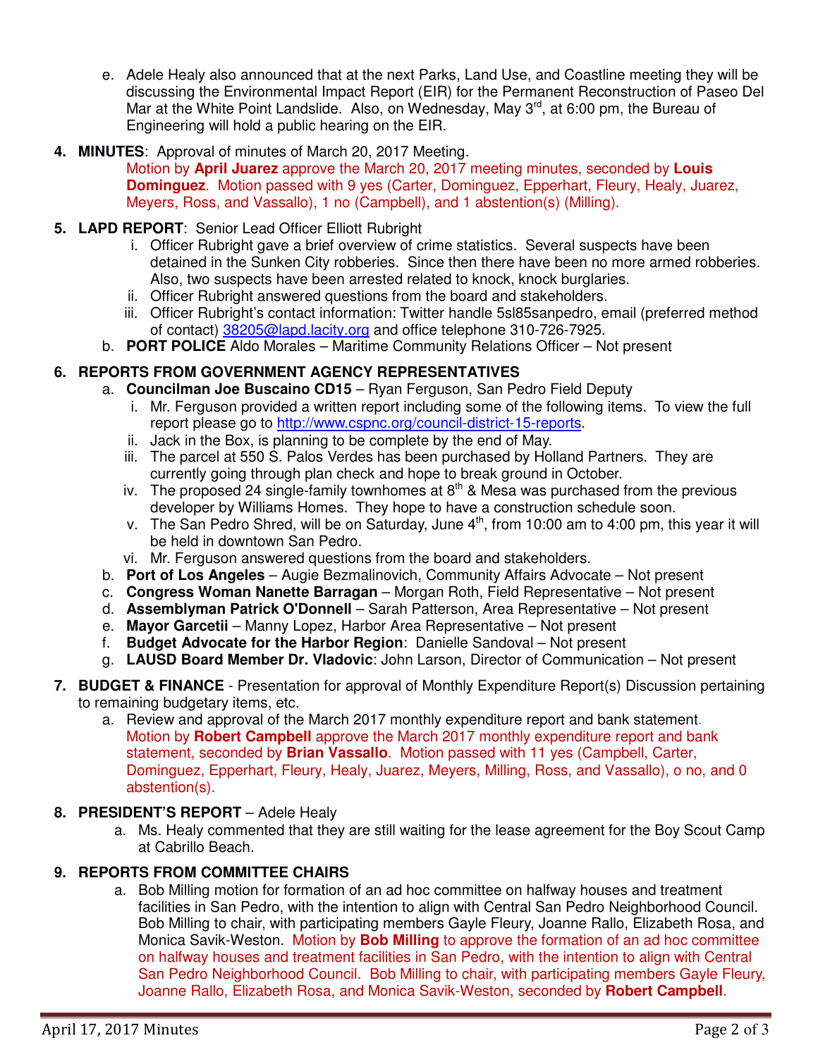e. Adele Healy also announced that at the next Parks, Land Use, and Coastline meeting they will be discussing the Environmental Impact Report (EIR) for the Permanent Reconstruction of Paseo Del Mar at the White Point Landslide. Also, on Wednesday, May 3rd, at 6:00 pm, the Bureau of Engineering will hold a public hearing on the EIR.

4. **MINUTES**: Approval of minutes of March 20, 2017 Meeting.
   Motion by **April Juarez** approve the March 20, 2017 meeting minutes, seconded by **Louis Dominguez**. Motion passed with 9 yes (Carter, Dominguez, Epperhart, Fleury, Healy, Juarez, Meyers, Ross, and Vassallo), 1 no (Campbell), and 1 abstention(s) (Milling).

5. **LAPD REPORT**: Senior Lead Officer Elliott Rubright
   i. Officer Rubright gave a brief overview of crime statistics. Several suspects have been detained in the Sunken City robberies. Since then there have been no more armed robberies. Also, two suspects have been arrested related to knock, knock burglaries.
   ii. Officer Rubright answered questions from the board and stakeholders.
   iii. Officer Rubright's contact information: Twitter handle 5sl85sanpedro, email (preferred method of contact) 38205@lapd.lacity.org and office telephone 310-726-7925.

   b. **PORT POLICE** Aldo Morales – Maritime Community Relations Officer – Not present

6. **REPORTS FROM GOVERNMENT AGENCY REPRESENTATIVES**
   a. **Councilman Joe Buscaino CD15** – Ryan Ferguson, San Pedro Field Deputy
      i. Mr. Ferguson provided a written report including some of the following items. To view the full report please go to http://www.cspnc.org/council-district-15-reports.
      ii. Jack in the Box, is planning to be complete by the end of May.
      iii. The parcel at 550 S. Palos Verdes has been purchased by Holland Partners. They are currently going through plan check and hope to break ground in October.
      iv. The proposed 24 single-family townhomes at 8th & Mesa was purchased from the previous developer by Williams Homes. They hope to have a construction schedule soon.
      v. The San Pedro Shred, will be on Saturday, June 4th, from 10:00 am to 4:00 pm, this year it will be held in downtown San Pedro.
      vi. Mr. Ferguson answered questions from the board and stakeholders.
   b. **Port of Los Angeles** – Augie Bezmalinovich, Community Affairs Advocate – Not present
   c. **Congress Woman Nanette Barragan** – Morgan Roth, Field Representative – Not present
   d. **Assemblyman Patrick O'Donnell** – Sarah Patterson, Area Representative – Not present
   e. **Mayor Garcetii** – Manny Lopez, Harbor Area Representative – Not present
   f. **Budget Advocate for the Harbor Region**: Danielle Sandoval – Not present
   g. **LAUSD Board Member Dr. Vladovic**: John Larson, Director of Communication – Not present

7. **BUDGET & FINANCE** - Presentation for approval of Monthly Expenditure Report(s) Discussion pertaining to remaining budgetary items, etc.
   a. Review and approval of the March 2017 monthly expenditure report and bank statement.
      Motion by **Robert Campbell** approve the March 2017 monthly expenditure report and bank statement, seconded by **Brian Vassallo**. Motion passed with 11 yes (Campbell, Carter, Dominguez, Epperhart, Fleury, Healy, Juarez, Meyers, Milling, Ross, and Vassallo), o no, and 0 abstention(s).

8. **PRESIDENT'S REPORT** – Adele Healy
   a. Ms. Healy commented that they are still waiting for the lease agreement for the Boy Scout Camp at Cabrillo Beach.

9. **REPORTS FROM COMMITTEE CHAIRS**
   a. Bob Milling motion for formation of an ad hoc committee on halfway houses and treatment facilities in San Pedro, with the intention to align with Central San Pedro Neighborhood Council. Bob Milling to chair, with participating members Gayle Fleury, Joanne Rallo, Elizabeth Rosa, and Monica Savik-Weston. Motion by **Bob Milling** to approve the formation of an ad hoc committee on halfway houses and treatment facilities in San Pedro, with the intention to align with Central San Pedro Neighborhood Council. Bob Milling to chair, with participating members Gayle Fleury, Joanne Rallo, Elizabeth Rosa, and Monica Savik-Weston, seconded by **Robert Campbell**.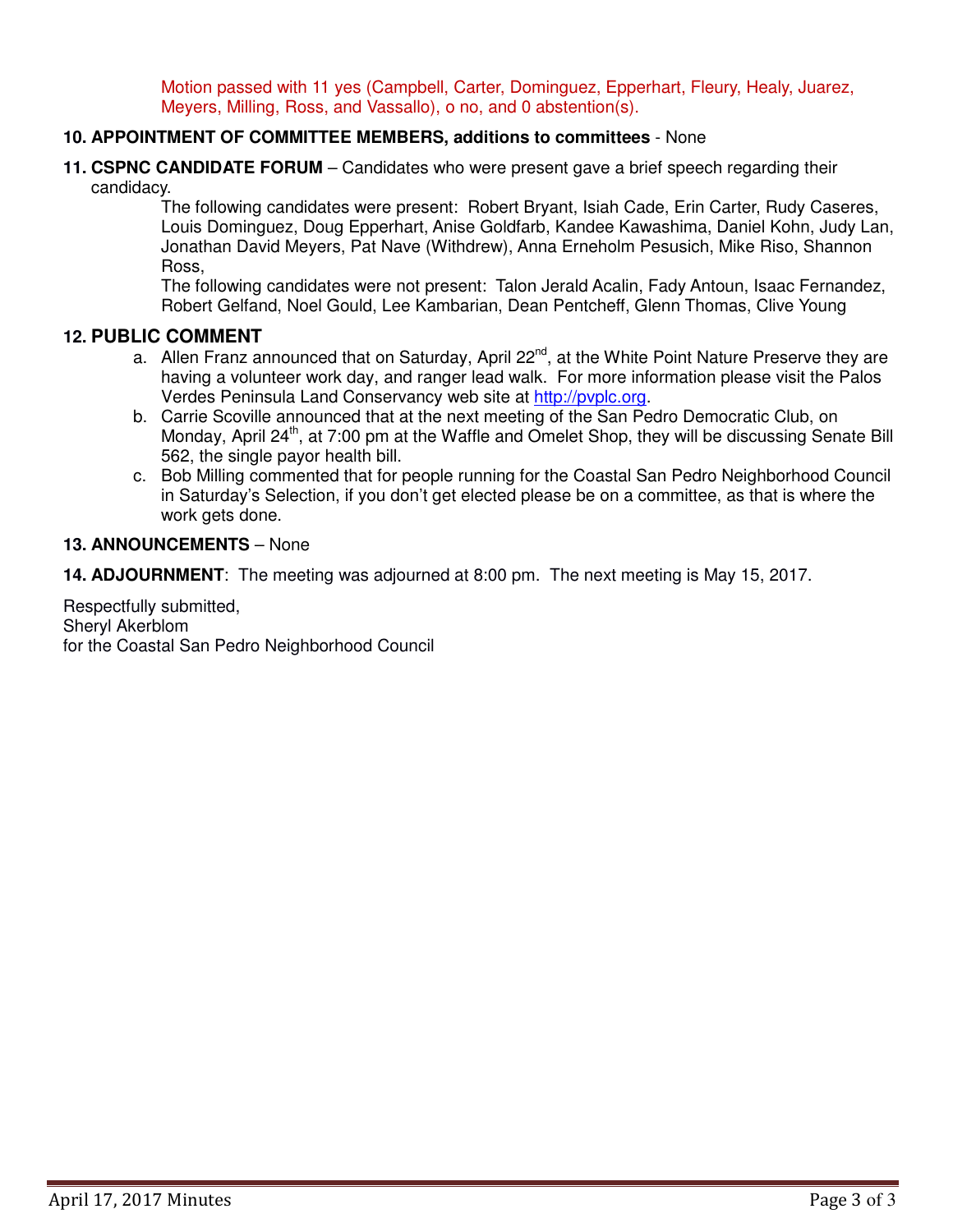Motion passed with 11 yes (Campbell, Carter, Dominguez, Epperhart, Fleury, Healy, Juarez, Meyers, Milling, Ross, and Vassallo), o no, and 0 abstention(s).

**10. APPOINTMENT OF COMMITTEE MEMBERS, additions to committees** - None

**11. CSPNC CANDIDATE FORUM** – Candidates who were present gave a brief speech regarding their candidacy.

The following candidates were present: Robert Bryant, Isiah Cade, Erin Carter, Rudy Caseres, Louis Dominguez, Doug Epperhart, Anise Goldfarb, Kandee Kawashima, Daniel Kohn, Judy Lan, Jonathan David Meyers, Pat Nave (Withdrew), Anna Erneholm Pesusich, Mike Riso, Shannon Ross,

The following candidates were not present: Talon Jerald Acalin, Fady Antoun, Isaac Fernandez, Robert Gelfand, Noel Gould, Lee Kambarian, Dean Pentcheff, Glenn Thomas, Clive Young

**12. PUBLIC COMMENT**

a. Allen Franz announced that on Saturday, April 22nd, at the White Point Nature Preserve they are having a volunteer work day, and ranger lead walk. For more information please visit the Palos Verdes Peninsula Land Conservancy web site at http://pvplc.org.

b. Carrie Scoville announced that at the next meeting of the San Pedro Democratic Club, on Monday, April 24th, at 7:00 pm at the Waffle and Omelet Shop, they will be discussing Senate Bill 562, the single payor health bill.

c. Bob Milling commented that for people running for the Coastal San Pedro Neighborhood Council in Saturday's Selection, if you don't get elected please be on a committee, as that is where the work gets done.

**13. ANNOUNCEMENTS** – None

**14. ADJOURNMENT**: The meeting was adjourned at 8:00 pm. The next meeting is May 15, 2017.

Respectfully submitted,
Sheryl Akerblom
for the Coastal San Pedro Neighborhood Council